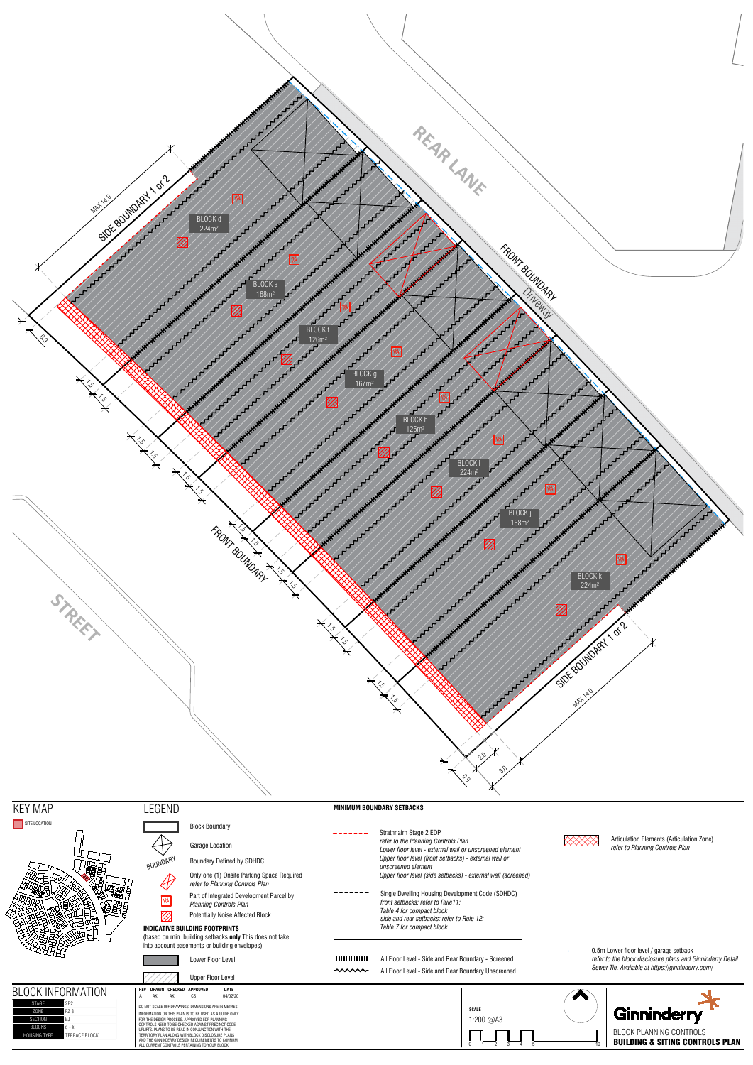REAR LANE

FRONT BOUNDARY

Driveway

SIDE BOUNDARY 1 or 2

MAX 14.0

BLOCK d
224m²

BLOCK e
168m²

BLOCK f
126m²

BLOCK g
167m²

BLOCK h
126m²

BLOCK i
224m²

BLOCK j
168m²

BLOCK k
224m²

FRONT BOUNDARY

STREET

SIDE BOUNDARY 1 or 2

MAX 14.0

0.9 1.5 1.5 1.5 1.5 1.5 1.5 1.5 1.5 1.5 1.5 1.5 1.5 1.5 1.5 2.0 3.0 0.9

## KEY MAP

SITE LOCATION

## LEGEND

- Block Boundary
- Garage Location
- Boundary Defined by SDHDC
- Only one (1) Onsite Parking Space Required *refer to Planning Controls Plan*
- Part of Integrated Development Parcel by *Planning Controls Plan*
- Potentially Noise Affected Block

**INDICATIVE BUILDING FOOTPRINTS**
(based on min. building setbacks **only** This does not take into account easements or building envelopes)

- Lower Floor Level
- Upper Floor Level

**MINIMUM BOUNDARY SETBACKS**

Strathnairn Stage 2 EDP
*refer to the Planning Controls Plan*
*Lower floor level - external wall or unscreened element*
*Upper floor level (front setbacks) - external wall or unscreened element*
*Upper floor level (side setbacks) - external wall (screened)*

Single Dwelling Housing Development Code (SDHDC)
*front setbacks: refer to Rule11:*
*Table 4 for compact block*
*side and rear setbacks: refer to Rule 12:*
*Table 7 for compact block*

All Floor Level - Side and Rear Boundary - Screened

All Floor Level - Side and Rear Boundary Unscreened

Articulation Elements (Articulation Zone)
*refer to Planning Controls Plan*

0.5m Lower floor level / garage setback
*refer to the block disclosure plans and Ginninderry Detail Sewer Tie. Available at https://ginninderry.com/*

## BLOCK INFORMATION

| | |
|---|---|
| STAGE | 2B2 |
| ZONE | RZ 3 |
| SECTION | BJ |
| BLOCKS | d - k |
| HOUSING TYPE | TERRACE BLOCK |

| REV | DRAWN | CHECKED | APPROVED | DATE |
|---|---|---|---|---|
| A | AK | AK | CS | 04/02/20 |

DO NOT SCALE OFF DRAWINGS. DIMENSIONS ARE IN METRES. INFORMATION ON THIS PLAN IS TO BE USED AS A GUIDE ONLY FOR THE DESIGN PROCESS. APPROVED EDP PLANNING CONTROLS NEED TO BE CHECKED AGAINST PRECINCT CODE UPLIFTS. PLANS TO BE READ IN CONJUNCTION WITH THE TERRITORY PLAN ALONG WITH BLOCK DISCLOSURE PLANS AND THE GINNINDERRY DESIGN REQUIREMENTS TO CONFIRM ALL CURRENT CONTROLS PERTAINING TO YOUR BLOCK.

**SCALE**
1:200 @A3

0 1 2 3 4 5 10

Ginninderry

BLOCK PLANNING CONTROLS
**BUILDING & SITING CONTROLS PLAN**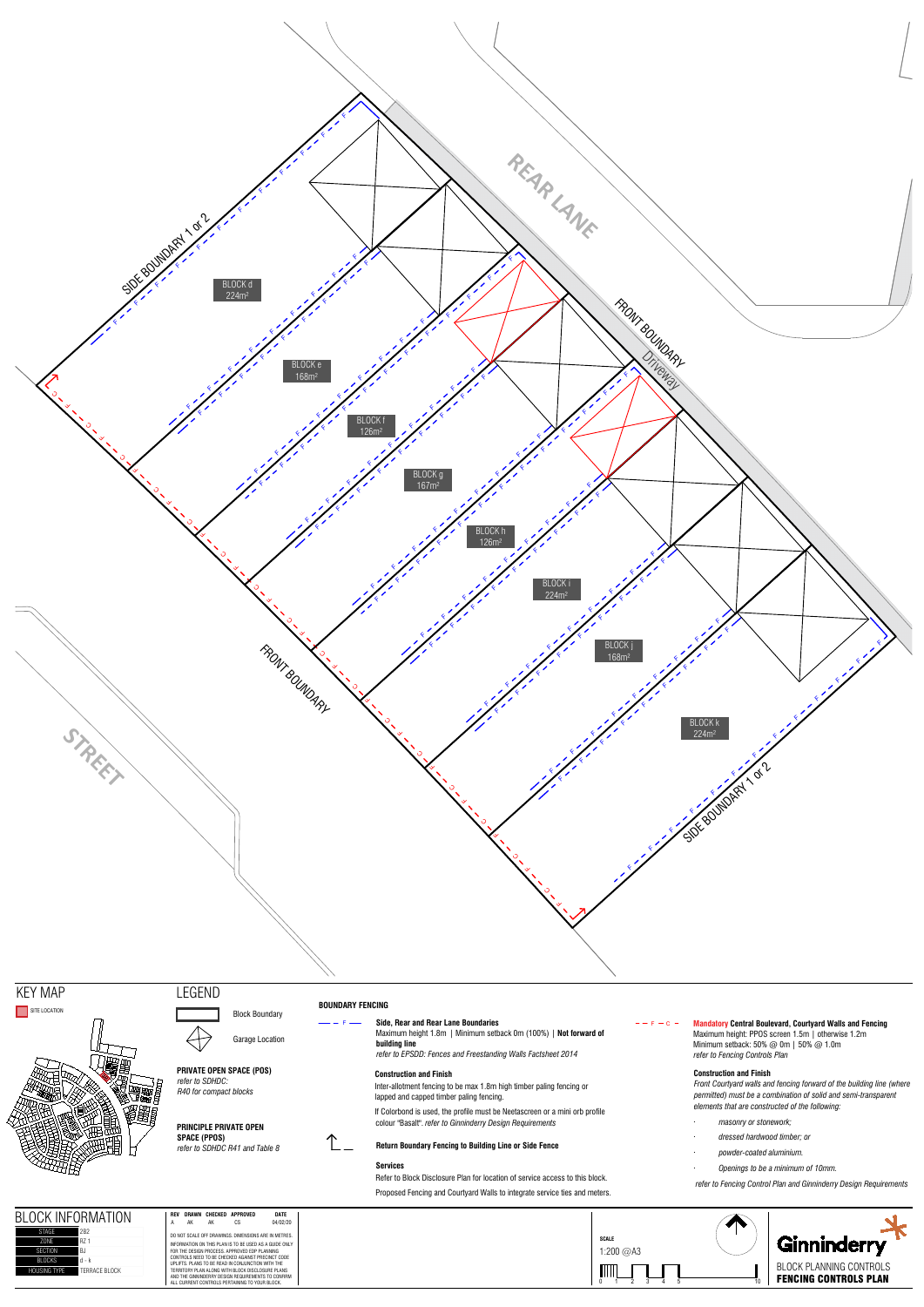REAR LANE

FRONT BOUNDARY

Driveway

SIDE BOUNDARY 1 or 2

BLOCK d
224m²

BLOCK e
168m²

BLOCK f
126m²

BLOCK g
167m²

BLOCK h
126m²

BLOCK i
224m²

BLOCK j
168m²

BLOCK k
224m²

FRONT BOUNDARY

STREET

SIDE BOUNDARY 1 or 2

## KEY MAP

SITE LOCATION

## LEGEND

Block Boundary

Garage Location

**PRIVATE OPEN SPACE (POS)**
*refer to SDHDC:*
*R40 for compact blocks*

**PRINCIPLE PRIVATE OPEN SPACE (PPOS)**
*refer to SDHDC R41 and Table 8*

## BOUNDARY FENCING

**Side, Rear and Rear Lane Boundaries**
Maximum height 1.8m | Minimum setback 0m (100%) | **Not forward of building line**
*refer to EPSDD: Fences and Freestanding Walls Factsheet 2014*

**Construction and Finish**
Inter-allotment fencing to be max 1.8m high timber paling fencing or lapped and capped timber paling fencing.

If Colorbond is used, the profile must be Neetascreen or a mini orb profile colour "Basalt". *refer to Ginninderry Design Requirements*

**Return Boundary Fencing to Building Line or Side Fence**

**Services**
Refer to Block Disclosure Plan for location of service access to this block.

Proposed Fencing and Courtyard Walls to integrate service ties and meters.

**Mandatory Central Boulevard, Courtyard Walls and Fencing**
Maximum height: PPOS screen 1.5m | otherwise 1.2m
Minimum setback: 50% @ 0m | 50% @ 1.0m
*refer to Fencing Controls Plan*

**Construction and Finish**
*Front Courtyard walls and fencing forward of the building line (where permitted) must be a combination of solid and semi-transparent elements that are constructed of the following:*

- *masonry or stonework;*
- *dressed hardwood timber; or*
- *powder-coated aluminium.*
- *Openings to be a minimum of 10mm.*

*refer to Fencing Control Plan and Ginninderry Design Requirements*

## BLOCK INFORMATION

| | |
|---|---|
| STAGE | 2B2 |
| ZONE | RZ 1 |
| SECTION | BJ |
| BLOCKS | d - k |
| HOUSING TYPE | TERRACE BLOCK |

| REV | DRAWN | CHECKED | APPROVED | DATE |
|---|---|---|---|---|
| A | AK | AK | CS | 04/02/20 |

DO NOT SCALE OFF DRAWINGS. DIMENSIONS ARE IN METRES.
INFORMATION ON THIS PLAN IS TO BE USED AS A GUIDE ONLY FOR THE DESIGN PROCESS. APPROVED EDP PLANNING CONTROLS NEED TO BE CHECKED AGAINST PRECINCT CODE UPLIFTS. PLANS TO BE READ IN CONJUNCTION WITH THE TERRITORY PLAN ALONG WITH BLOCK DISCLOSURE PLANS AND THE GINNINDERRY DESIGN REQUIREMENTS TO CONFIRM ALL CURRENT CONTROLS PERTAINING TO YOUR BLOCK.

SCALE
1:200 @A3
0 1 2 3 4 5 10

Ginninderry

BLOCK PLANNING CONTROLS
**FENCING CONTROLS PLAN**